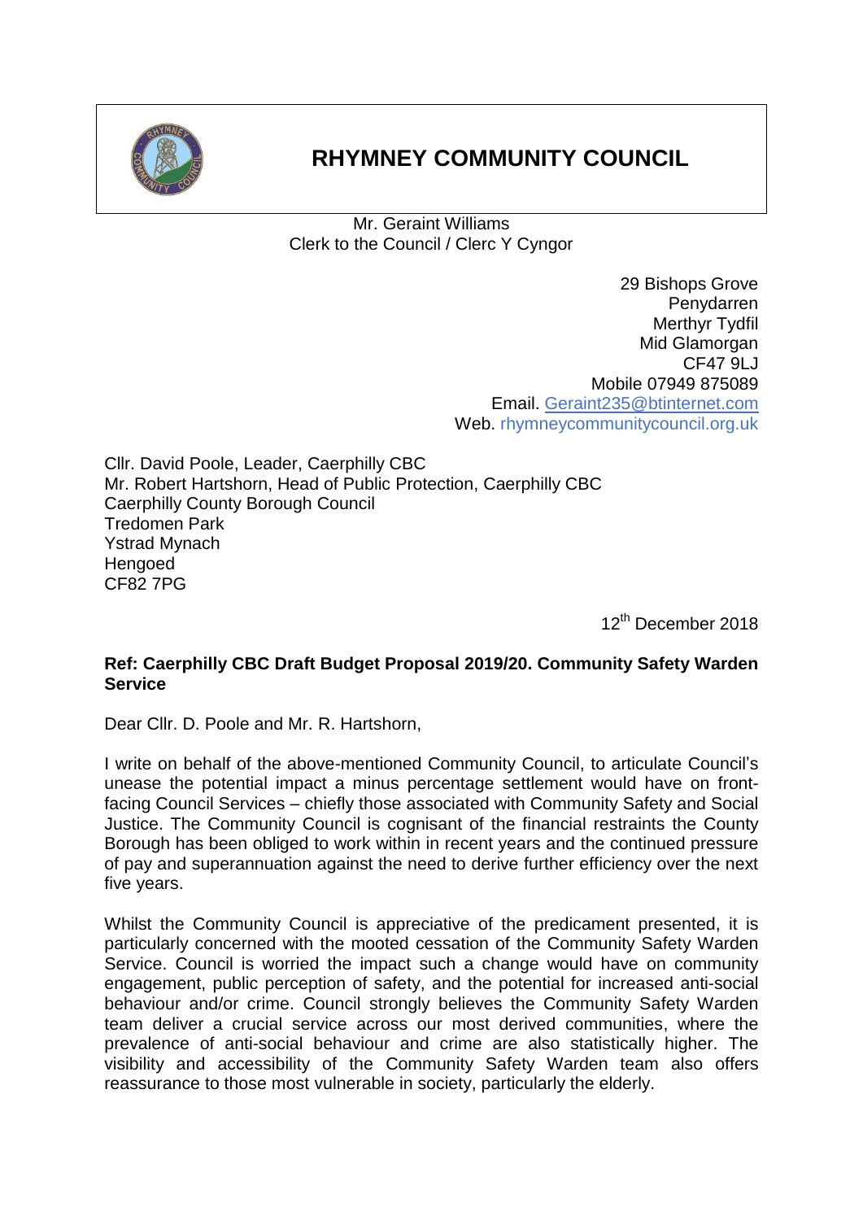# RHYMNEY COMMUNITY COUNCIL

Mr. Geraint Williams
Clerk to the Council / Clerc Y Cyngor

29 Bishops Grove
Penydarren
Merthyr Tydfil
Mid Glamorgan
CF47 9LJ
Mobile 07949 875089
Email. Geraint235@btinternet.com
Web. rhymneycommunitycouncil.org.uk

Cllr. David Poole, Leader, Caerphilly CBC
Mr. Robert Hartshorn, Head of Public Protection, Caerphilly CBC
Caerphilly County Borough Council
Tredomen Park
Ystrad Mynach
Hengoed
CF82 7PG

12th December 2018

**Ref: Caerphilly CBC Draft Budget Proposal 2019/20. Community Safety Warden Service**

Dear Cllr. D. Poole and Mr. R. Hartshorn,

I write on behalf of the above-mentioned Community Council, to articulate Council's unease the potential impact a minus percentage settlement would have on front-facing Council Services – chiefly those associated with Community Safety and Social Justice. The Community Council is cognisant of the financial restraints the County Borough has been obliged to work within in recent years and the continued pressure of pay and superannuation against the need to derive further efficiency over the next five years.

Whilst the Community Council is appreciative of the predicament presented, it is particularly concerned with the mooted cessation of the Community Safety Warden Service. Council is worried the impact such a change would have on community engagement, public perception of safety, and the potential for increased anti-social behaviour and/or crime. Council strongly believes the Community Safety Warden team deliver a crucial service across our most derived communities, where the prevalence of anti-social behaviour and crime are also statistically higher. The visibility and accessibility of the Community Safety Warden team also offers reassurance to those most vulnerable in society, particularly the elderly.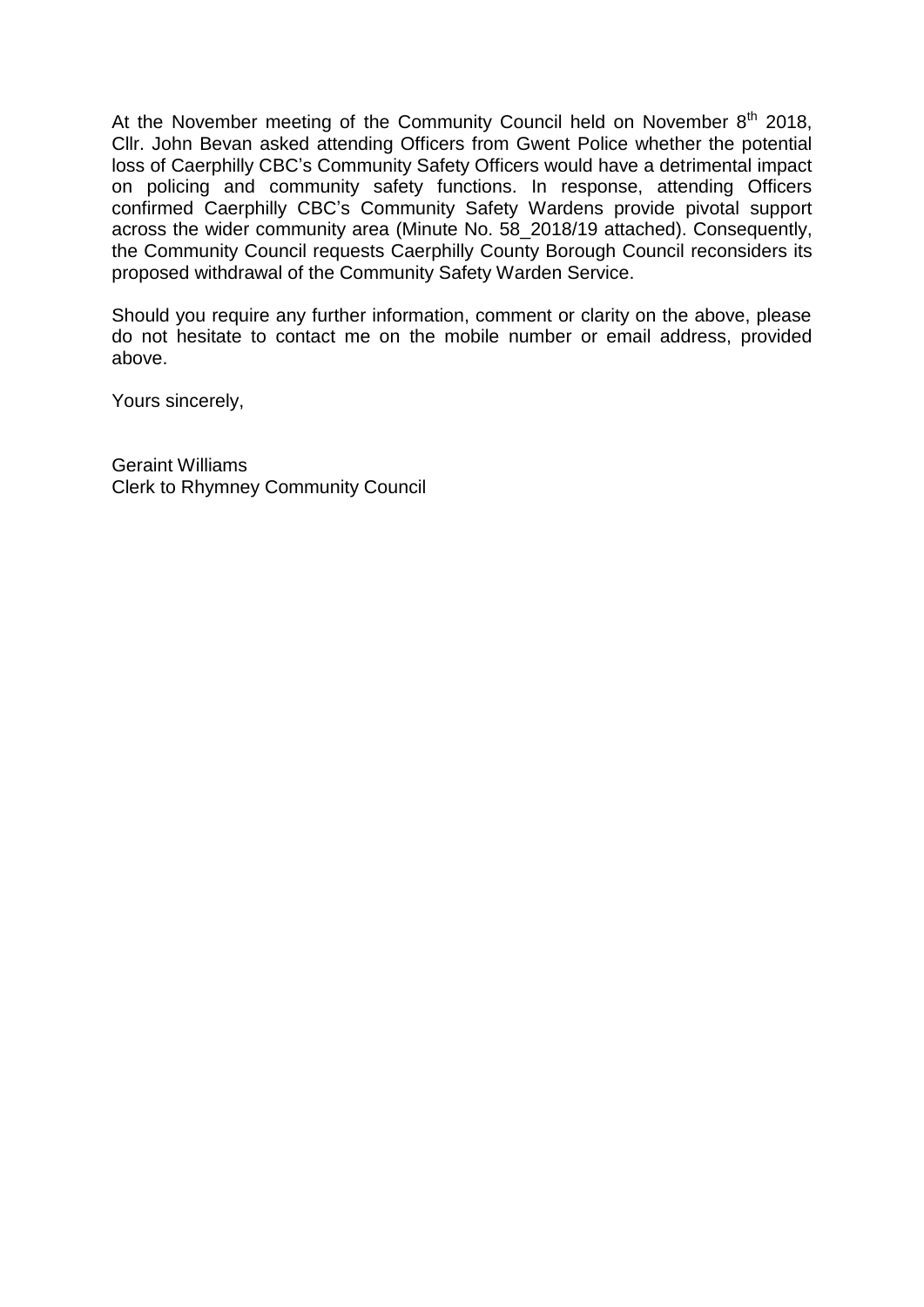At the November meeting of the Community Council held on November 8th 2018, Cllr. John Bevan asked attending Officers from Gwent Police whether the potential loss of Caerphilly CBC's Community Safety Officers would have a detrimental impact on policing and community safety functions. In response, attending Officers confirmed Caerphilly CBC's Community Safety Wardens provide pivotal support across the wider community area (Minute No. 58_2018/19 attached). Consequently, the Community Council requests Caerphilly County Borough Council reconsiders its proposed withdrawal of the Community Safety Warden Service.

Should you require any further information, comment or clarity on the above, please do not hesitate to contact me on the mobile number or email address, provided above.

Yours sincerely,

Geraint Williams
Clerk to Rhymney Community Council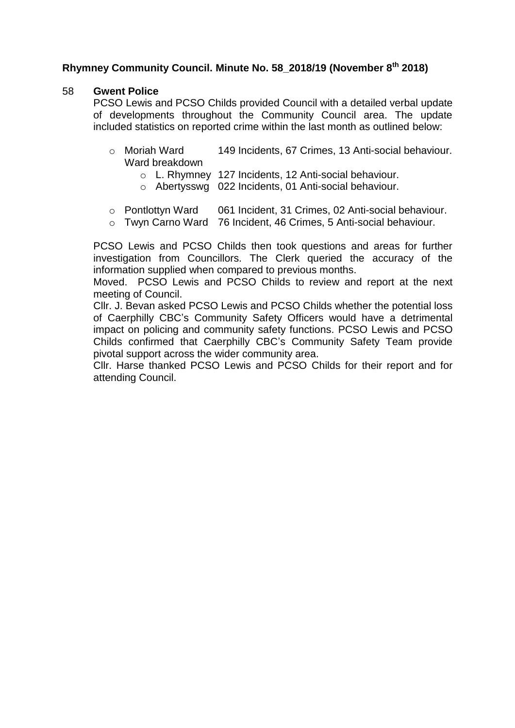**Rhymney Community Council. Minute No. 58_2018/19 (November 8th 2018)**

58 **Gwent Police**

PCSO Lewis and PCSO Childs provided Council with a detailed verbal update of developments throughout the Community Council area. The update included statistics on reported crime within the last month as outlined below:

- Moriah Ward 149 Incidents, 67 Crimes, 13 Anti-social behaviour.
  Ward breakdown
  - L. Rhymney 127 Incidents, 12 Anti-social behaviour.
  - Abertysswg 022 Incidents, 01 Anti-social behaviour.
- Pontlottyn Ward 061 Incident, 31 Crimes, 02 Anti-social behaviour.
- Twyn Carno Ward 76 Incident, 46 Crimes, 5 Anti-social behaviour.

PCSO Lewis and PCSO Childs then took questions and areas for further investigation from Councillors. The Clerk queried the accuracy of the information supplied when compared to previous months.

Moved. PCSO Lewis and PCSO Childs to review and report at the next meeting of Council.

Cllr. J. Bevan asked PCSO Lewis and PCSO Childs whether the potential loss of Caerphilly CBC's Community Safety Officers would have a detrimental impact on policing and community safety functions. PCSO Lewis and PCSO Childs confirmed that Caerphilly CBC's Community Safety Team provide pivotal support across the wider community area.

Cllr. Harse thanked PCSO Lewis and PCSO Childs for their report and for attending Council.